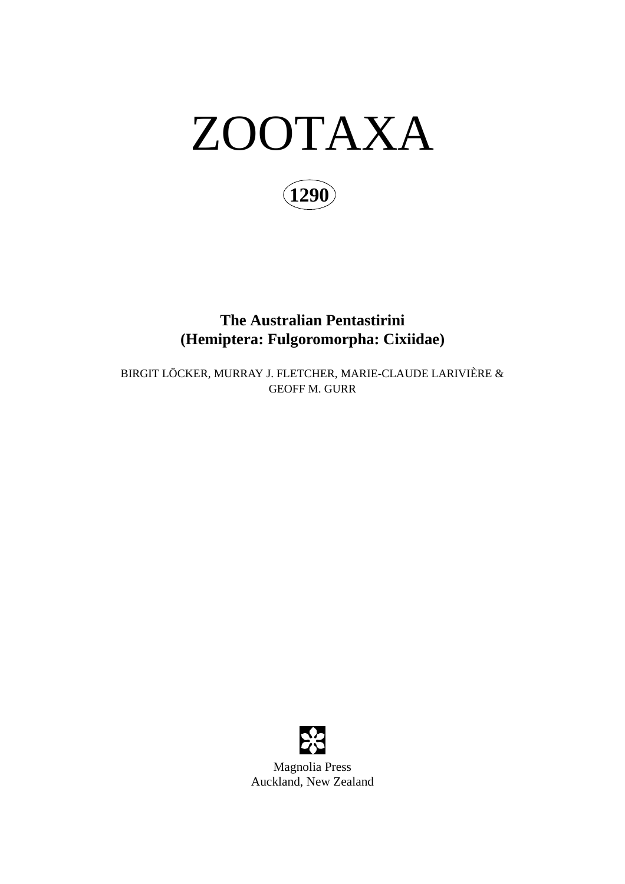# ZOOTAXA

**1290**

## The Australian Pentastirini (Hemiptera: Fulgoromorpha: Cixiidae)

BIRGIT LÖCKER, MURRAY J. FLETCHER, MARIE-CLAUDE LARIVIÈRE & GEOFF M. GURR

Magnolia Press
Auckland, New Zealand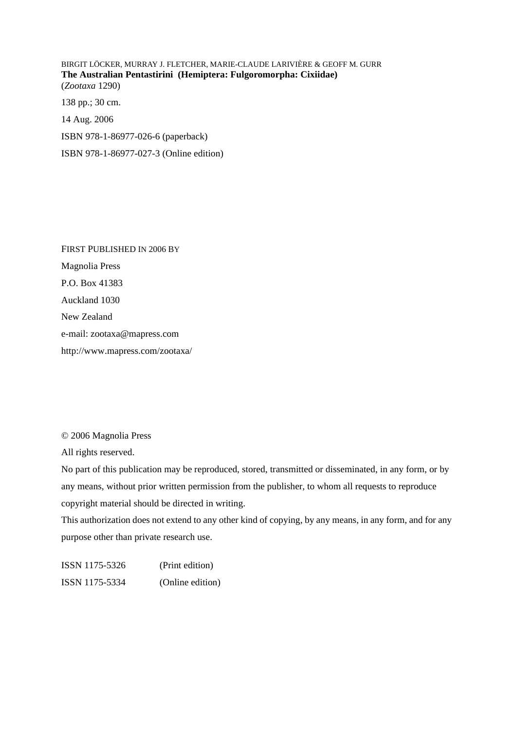BIRGIT LÖCKER, MURRAY J. FLETCHER, MARIE-CLAUDE LARIVIÈRE & GEOFF M. GURR
**The Australian Pentastirini (Hemiptera: Fulgoromorpha: Cixiidae)**
(*Zootaxa* 1290)

138 pp.; 30 cm.

14 Aug. 2006

ISBN 978-1-86977-026-6 (paperback)

ISBN 978-1-86977-027-3 (Online edition)

FIRST PUBLISHED IN 2006 BY

Magnolia Press

P.O. Box 41383

Auckland 1030

New Zealand

e-mail: zootaxa@mapress.com

http://www.mapress.com/zootaxa/

© 2006 Magnolia Press

All rights reserved.

No part of this publication may be reproduced, stored, transmitted or disseminated, in any form, or by any means, without prior written permission from the publisher, to whom all requests to reproduce copyright material should be directed in writing.

This authorization does not extend to any other kind of copying, by any means, in any form, and for any purpose other than private research use.

ISSN 1175-5326 (Print edition)

ISSN 1175-5334 (Online edition)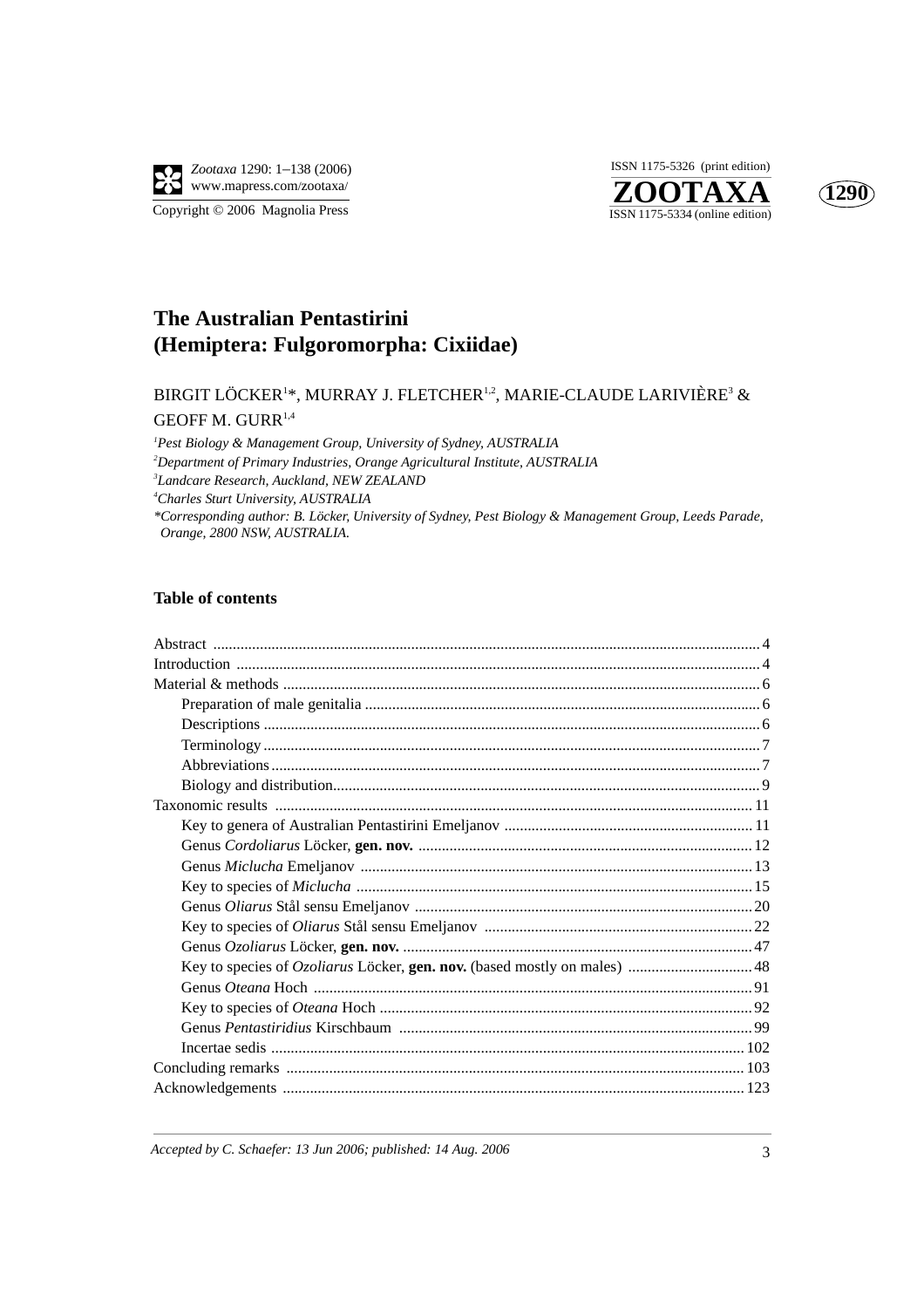# The Australian Pentastirini (Hemiptera: Fulgoromorpha: Cixiidae)

BIRGIT LÖCKER[1]*, MURRAY J. FLETCHER[1,2], MARIE-CLAUDE LARIVIÈRE[3] & GEOFF M. GURR[1,4]

[1] *Pest Biology & Management Group, University of Sydney, AUSTRALIA*

[2] *Department of Primary Industries, Orange Agricultural Institute, AUSTRALIA*

[3] *Landcare Research, Auckland, NEW ZEALAND*

[4] *Charles Sturt University, AUSTRALIA*

*\*Corresponding author: B. Löcker, University of Sydney, Pest Biology & Management Group, Leeds Parade, Orange, 2800 NSW, AUSTRALIA.*

## Table of contents

| | |
|---|---|
| Abstract | 4 |
| Introduction | 4 |
| Material & methods | 6 |
| Preparation of male genitalia | 6 |
| Descriptions | 6 |
| Terminology | 7 |
| Abbreviations | 7 |
| Biology and distribution | 9 |
| Taxonomic results | 11 |
| Key to genera of Australian Pentastirini Emeljanov | 11 |
| Genus *Cordoliarus* Löcker, **gen. nov.** | 12 |
| Genus *Miclucha* Emeljanov | 13 |
| Key to species of *Miclucha* | 15 |
| Genus *Oliarus* Stål sensu Emeljanov | 20 |
| Key to species of *Oliarus* Stål sensu Emeljanov | 22 |
| Genus *Ozoliarus* Löcker, **gen. nov.** | 47 |
| Key to species of *Ozoliarus* Löcker, **gen. nov.** (based mostly on males) | 48 |
| Genus *Oteana* Hoch | 91 |
| Key to species of *Oteana* Hoch | 92 |
| Genus *Pentastiridius* Kirschbaum | 99 |
| Incertae sedis | 102 |
| Concluding remarks | 103 |
| Acknowledgements | 123 |

*Accepted by C. Schaefer: 13 Jun 2006; published: 14 Aug. 2006*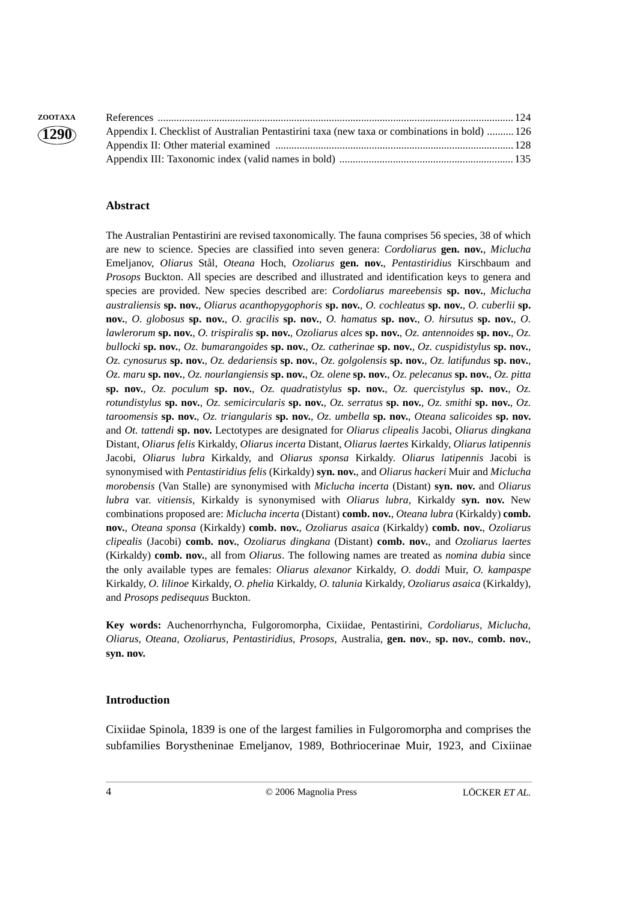References .................................................................................................................................. 124
Appendix I. Checklist of Australian Pentastirini taxa (new taxa or combinations in bold) .......... 126
Appendix II: Other material examined ........................................................................................ 128
Appendix III: Taxonomic index (valid names in bold) ................................................................ 135

## Abstract

The Australian Pentastirini are revised taxonomically. The fauna comprises 56 species, 38 of which are new to science. Species are classified into seven genera: *Cordoliarus* **gen. nov.**, *Miclucha* Emeljanov, *Oliarus* Stål, *Oteana* Hoch, *Ozoliarus* **gen. nov.**, *Pentastiridius* Kirschbaum and *Prosops* Buckton. All species are described and illustrated and identification keys to genera and species are provided. New species described are: *Cordoliarus mareebensis* **sp. nov.**, *Miclucha australiensis* **sp. nov.**, *Oliarus acanthopygophoris* **sp. nov.**, *O. cochleatus* **sp. nov.**, *O. cuberlii* **sp. nov.**, *O. globosus* **sp. nov.**, *O. gracilis* **sp. nov.**, *O. hamatus* **sp. nov.**, *O. hirsutus* **sp. nov.**, *O. lawlerorum* **sp. nov.**, *O. trispiralis* **sp. nov.**, *Ozoliarus alces* **sp. nov.**, *Oz. antennoides* **sp. nov.**, *Oz. bullocki* **sp. nov.**, *Oz. bumarangoides* **sp. nov.**, *Oz. catherinae* **sp. nov.**, *Oz. cuspidistylus* **sp. nov.**, *Oz. cynosurus* **sp. nov.**, *Oz. dedariensis* **sp. nov.**, *Oz. golgolensis* **sp. nov.**, *Oz. latifundus* **sp. nov.**, *Oz. maru* **sp. nov.**, *Oz. nourlangiensis* **sp. nov.**, *Oz. olene* **sp. nov.**, *Oz. pelecanus* **sp. nov.**, *Oz. pitta* **sp. nov.**, *Oz. poculum* **sp. nov.**, *Oz. quadratistylus* **sp. nov.**, *Oz. quercistylus* **sp. nov.**, *Oz. rotundistylus* **sp. nov.**, *Oz. semicircularis* **sp. nov.**, *Oz. serratus* **sp. nov.**, *Oz. smithi* **sp. nov.**, *Oz. taroomensis* **sp. nov.**, *Oz. triangularis* **sp. nov.**, *Oz. umbella* **sp. nov.**, *Oteana salicoides* **sp. nov.** and *Ot. tattendi* **sp. nov.** Lectotypes are designated for *Oliarus clipealis* Jacobi, *Oliarus dingkana* Distant, *Oliarus felis* Kirkaldy, *Oliarus incerta* Distant, *Oliarus laertes* Kirkaldy, *Oliarus latipennis* Jacobi, *Oliarus lubra* Kirkaldy, and *Oliarus sponsa* Kirkaldy. *Oliarus latipennis* Jacobi is synonymised with *Pentastiridius felis* (Kirkaldy) **syn. nov.**, and *Oliarus hackeri* Muir and *Miclucha morobensis* (Van Stalle) are synonymised with *Miclucha incerta* (Distant) **syn. nov.** and *Oliarus lubra* var. *vitiensis*, Kirkaldy is synonymised with *Oliarus lubra*, Kirkaldy **syn. nov.** New combinations proposed are: *Miclucha incerta* (Distant) **comb. nov.**, *Oteana lubra* (Kirkaldy) **comb. nov.**, *Oteana sponsa* (Kirkaldy) **comb. nov.**, *Ozoliarus asaica* (Kirkaldy) **comb. nov.**, *Ozoliarus clipealis* (Jacobi) **comb. nov.**, *Ozoliarus dingkana* (Distant) **comb. nov.**, and *Ozoliarus laertes* (Kirkaldy) **comb. nov.**, all from *Oliarus*. The following names are treated as *nomina dubia* since the only available types are females: *Oliarus alexanor* Kirkaldy, *O. doddi* Muir, *O. kampaspe* Kirkaldy, *O. lilinoe* Kirkaldy, *O. phelia* Kirkaldy, *O. talunia* Kirkaldy, *Ozoliarus asaica* (Kirkaldy), and *Prosops pedisequus* Buckton.

**Key words:** Auchenorrhyncha, Fulgoromorpha, Cixiidae, Pentastirini, *Cordoliarus*, *Miclucha*, *Oliarus*, *Oteana*, *Ozoliarus*, *Pentastiridius*, *Prosops*, Australia, **gen. nov.**, **sp. nov.**, **comb. nov.**, **syn. nov.**

## Introduction

Cixiidae Spinola, 1839 is one of the largest families in Fulgoromorpha and comprises the subfamilies Borystheninae Emeljanov, 1989, Bothriocerinae Muir, 1923, and Cixiinae